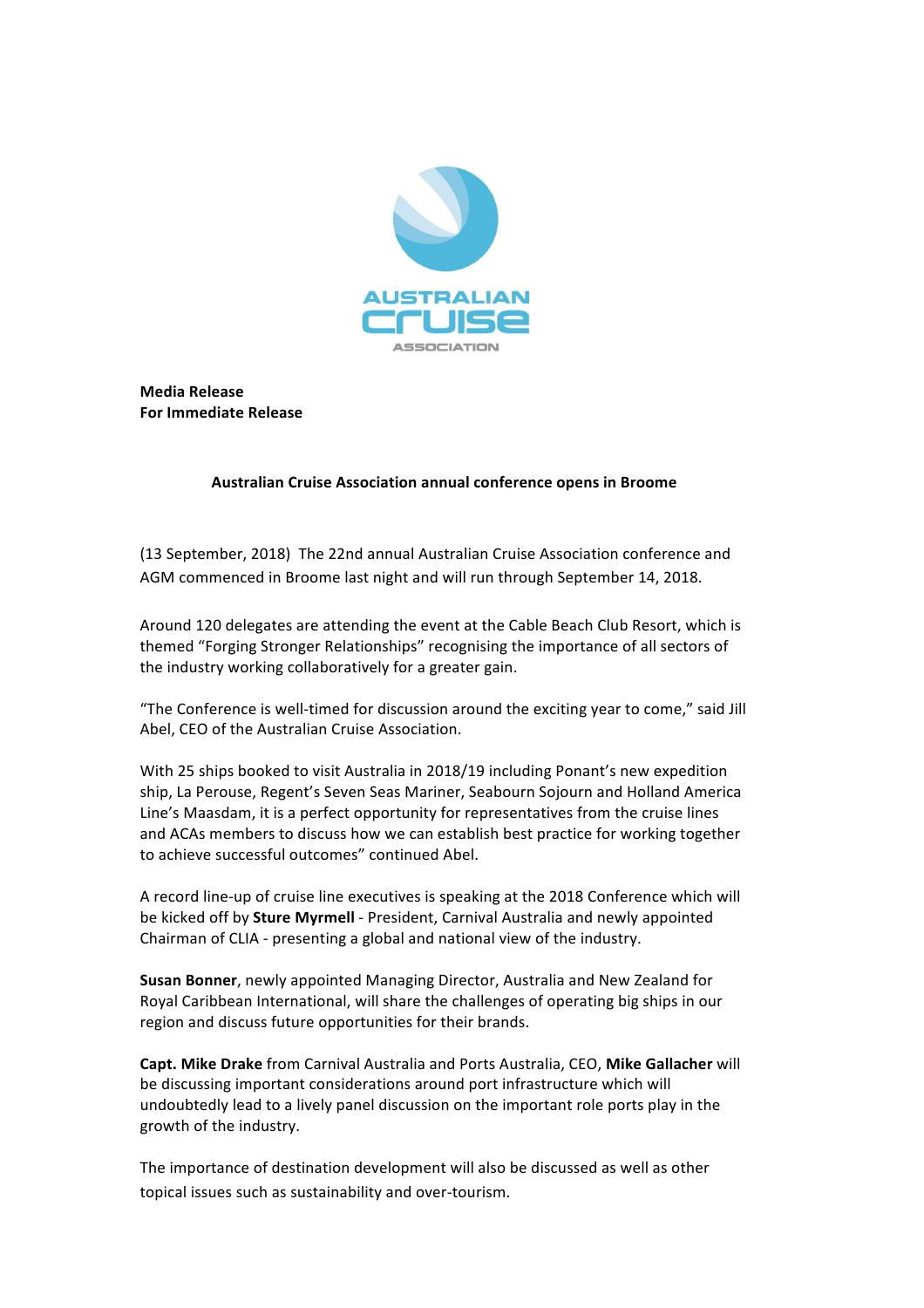AUSTRALIAN Cruise ASSOCIATION

**Media Release**
**For Immediate Release**

**Australian Cruise Association annual conference opens in Broome**

(13 September, 2018) The 22nd annual Australian Cruise Association conference and AGM commenced in Broome last night and will run through September 14, 2018.

Around 120 delegates are attending the event at the Cable Beach Club Resort, which is themed "Forging Stronger Relationships" recognising the importance of all sectors of the industry working collaboratively for a greater gain.

"The Conference is well-timed for discussion around the exciting year to come," said Jill Abel, CEO of the Australian Cruise Association.

With 25 ships booked to visit Australia in 2018/19 including Ponant's new expedition ship, La Perouse, Regent's Seven Seas Mariner, Seabourn Sojourn and Holland America Line's Maasdam, it is a perfect opportunity for representatives from the cruise lines and ACAs members to discuss how we can establish best practice for working together to achieve successful outcomes" continued Abel.

A record line-up of cruise line executives is speaking at the 2018 Conference which will be kicked off by **Sture Myrmell** - President, Carnival Australia and newly appointed Chairman of CLIA - presenting a global and national view of the industry.

**Susan Bonner**, newly appointed Managing Director, Australia and New Zealand for Royal Caribbean International, will share the challenges of operating big ships in our region and discuss future opportunities for their brands.

**Capt. Mike Drake** from Carnival Australia and Ports Australia, CEO, **Mike Gallacher** will be discussing important considerations around port infrastructure which will undoubtedly lead to a lively panel discussion on the important role ports play in the growth of the industry.

The importance of destination development will also be discussed as well as other topical issues such as sustainability and over-tourism.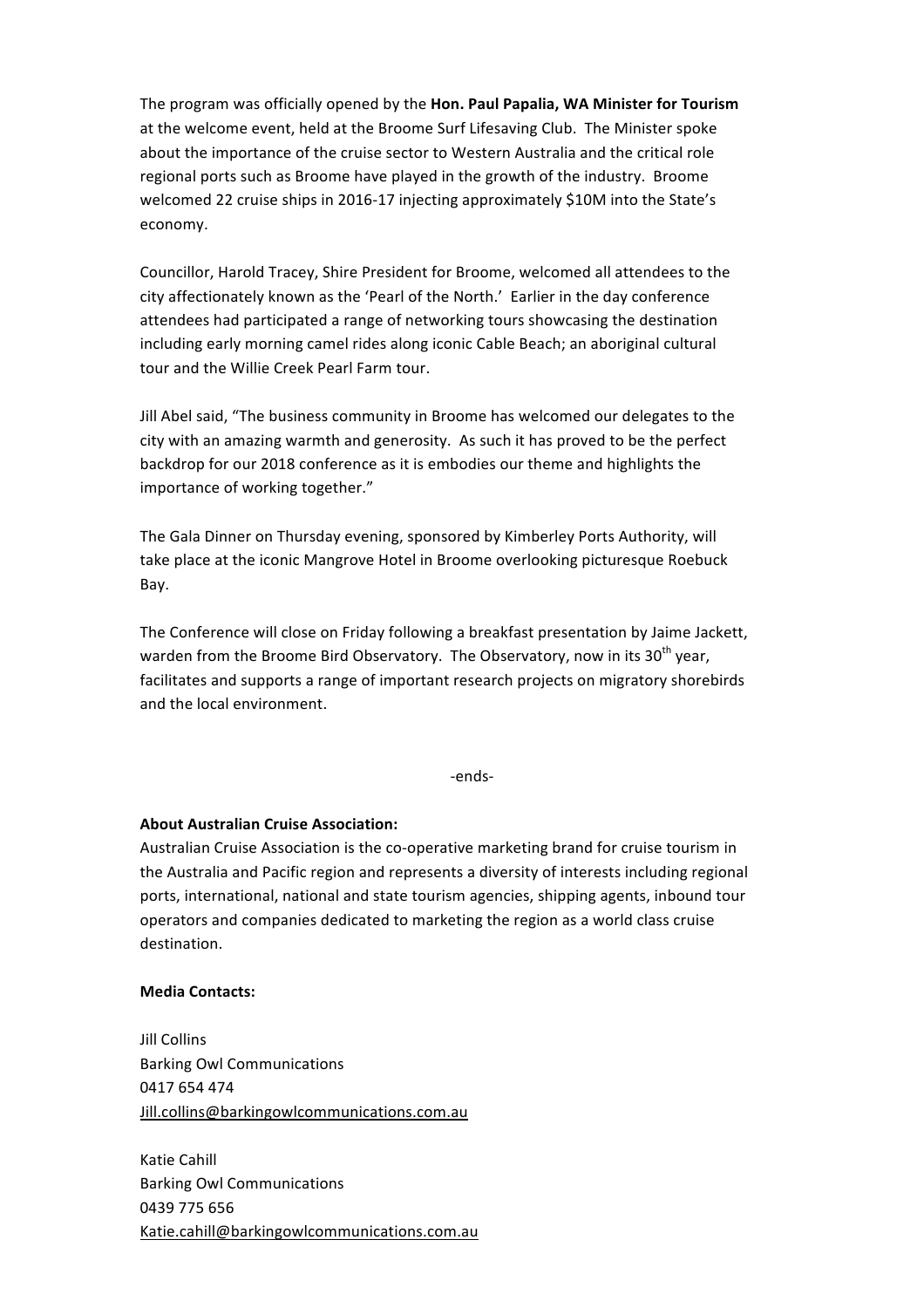The program was officially opened by the **Hon. Paul Papalia, WA Minister for Tourism** at the welcome event, held at the Broome Surf Lifesaving Club. The Minister spoke about the importance of the cruise sector to Western Australia and the critical role regional ports such as Broome have played in the growth of the industry. Broome welcomed 22 cruise ships in 2016-17 injecting approximately $10M into the State's economy.

Councillor, Harold Tracey, Shire President for Broome, welcomed all attendees to the city affectionately known as the 'Pearl of the North.' Earlier in the day conference attendees had participated a range of networking tours showcasing the destination including early morning camel rides along iconic Cable Beach; an aboriginal cultural tour and the Willie Creek Pearl Farm tour.

Jill Abel said, "The business community in Broome has welcomed our delegates to the city with an amazing warmth and generosity. As such it has proved to be the perfect backdrop for our 2018 conference as it is embodies our theme and highlights the importance of working together."

The Gala Dinner on Thursday evening, sponsored by Kimberley Ports Authority, will take place at the iconic Mangrove Hotel in Broome overlooking picturesque Roebuck Bay.

The Conference will close on Friday following a breakfast presentation by Jaime Jackett, warden from the Broome Bird Observatory. The Observatory, now in its 30th year, facilitates and supports a range of important research projects on migratory shorebirds and the local environment.

-ends-

**About Australian Cruise Association:**

Australian Cruise Association is the co-operative marketing brand for cruise tourism in the Australia and Pacific region and represents a diversity of interests including regional ports, international, national and state tourism agencies, shipping agents, inbound tour operators and companies dedicated to marketing the region as a world class cruise destination.

**Media Contacts:**

Jill Collins
Barking Owl Communications
0417 654 474
Jill.collins@barkingowlcommunications.com.au

Katie Cahill
Barking Owl Communications
0439 775 656
Katie.cahill@barkingowlcommunications.com.au